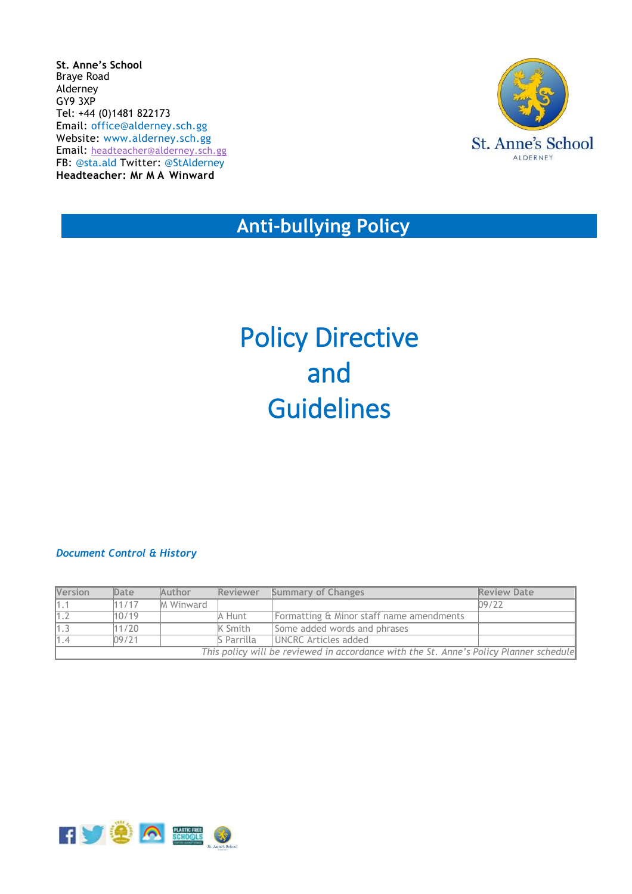**St. Anne's School**
Braye Road
Alderney
GY9 3XP
Tel: +44 (0)1481 822173
Email: office@alderney.sch.gg
Website: www.alderney.sch.gg
Email: headteacher@alderney.sch.gg
FB: @sta.ald Twitter: @StAlderney
**Headteacher: Mr M A Winward**

St. Anne's School
ALDERNEY

# Anti-bullying Policy

# Policy Directive and Guidelines

***Document Control & History***

| Version | Date | Author | Reviewer | Summary of Changes | Review Date |
|---|---|---|---|---|---|
| 1.1 | 11/17 | M Winward | | | 09/22 |
| 1.2 | 10/19 | | A Hunt | Formatting & Minor staff name amendments | |
| 1.3 | 11/20 | | K Smith | Some added words and phrases | |
| 1.4 | 09/21 | | S Parrilla | UNCRC Articles added | |
| *This policy will be reviewed in accordance with the St. Anne's Policy Planner schedule* | | | | | |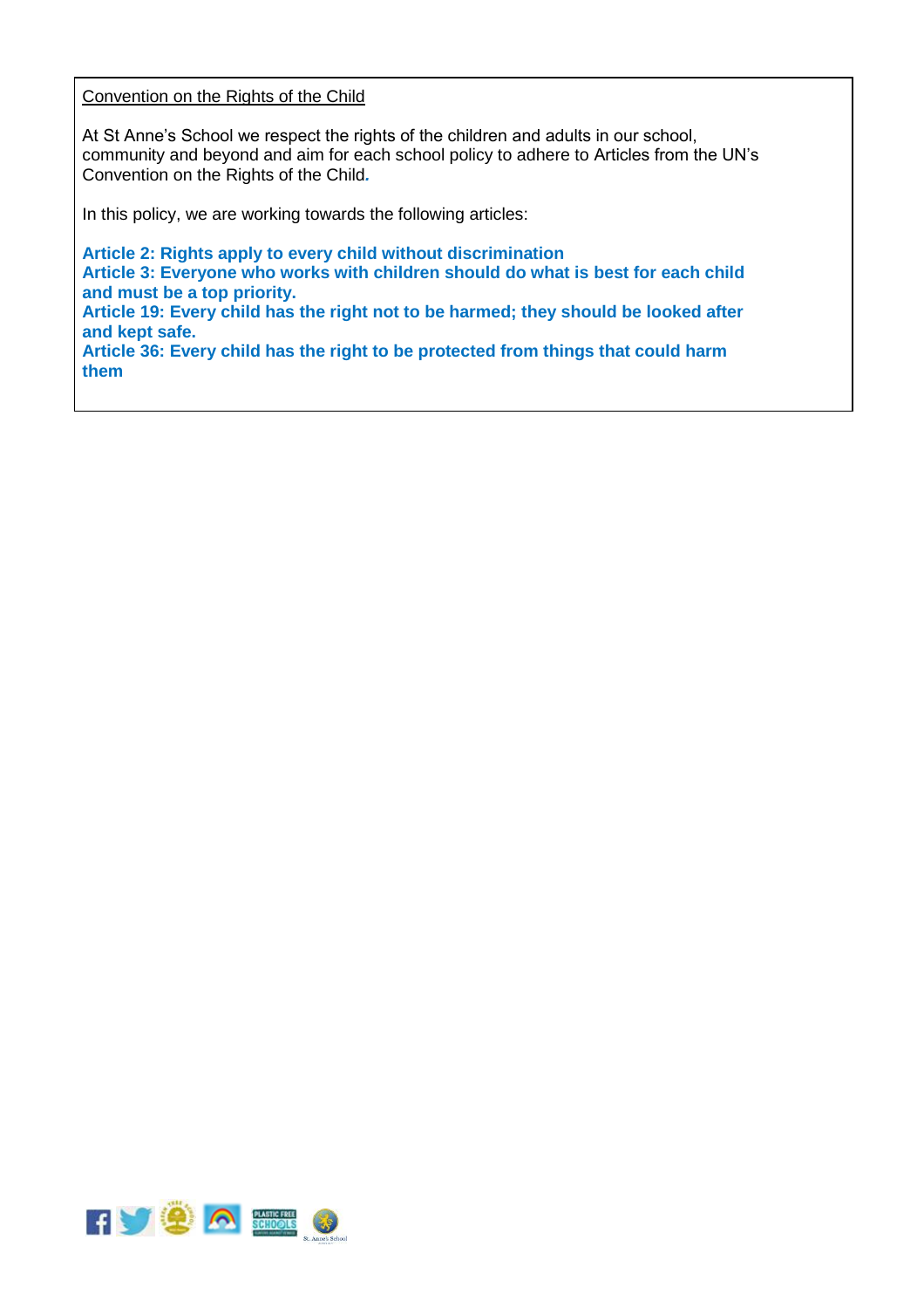Convention on the Rights of the Child

At St Anne's School we respect the rights of the children and adults in our school, community and beyond and aim for each school policy to adhere to Articles from the UN's Convention on the Rights of the Child.

In this policy, we are working towards the following articles:

**Article 2: Rights apply to every child without discrimination**
**Article 3: Everyone who works with children should do what is best for each child and must be a top priority.**
**Article 19: Every child has the right not to be harmed; they should be looked after and kept safe.**
**Article 36: Every child has the right to be protected from things that could harm them**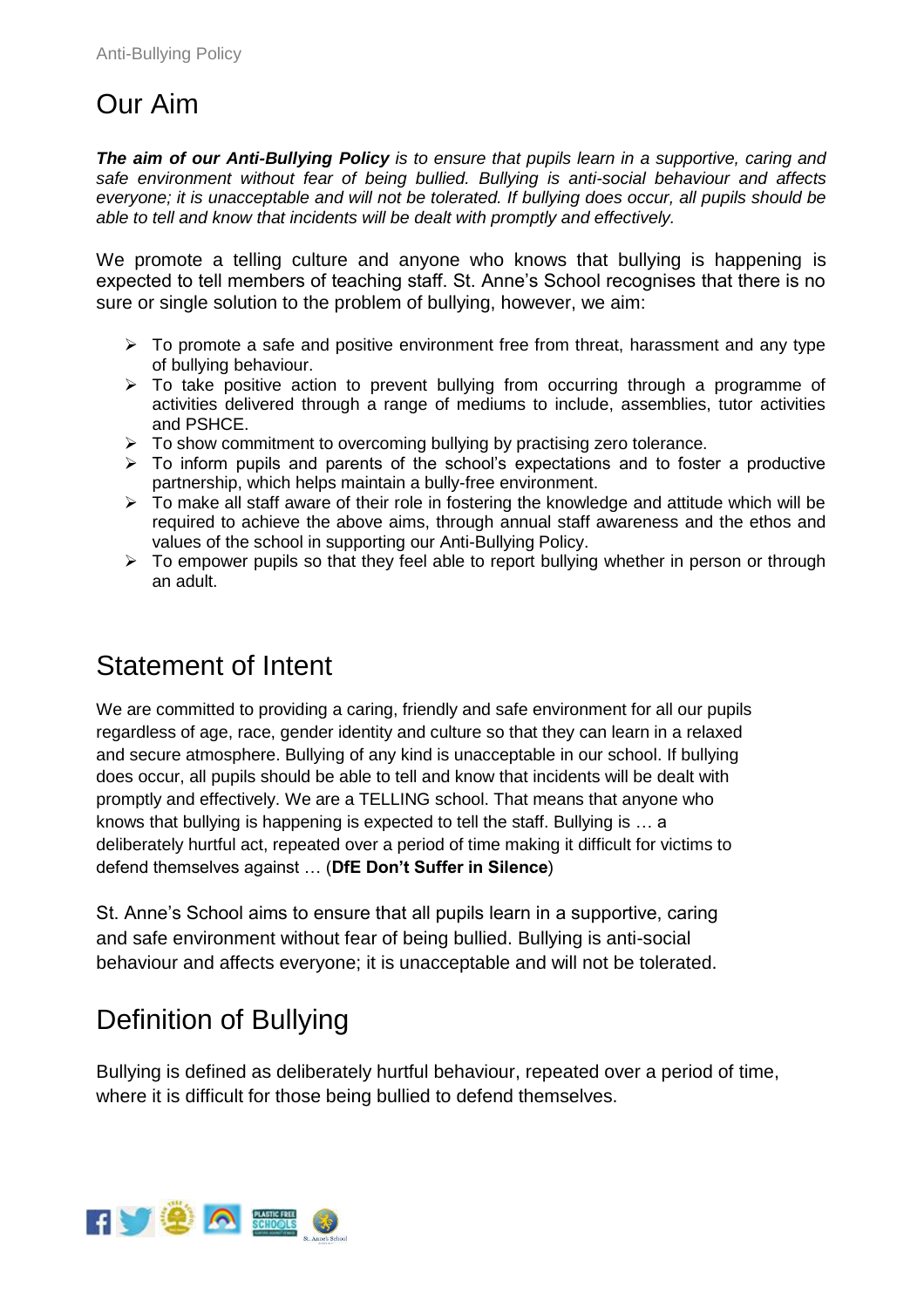## Our Aim

***The aim of our Anti-Bullying Policy*** *is to ensure that pupils learn in a supportive, caring and safe environment without fear of being bullied. Bullying is anti-social behaviour and affects everyone; it is unacceptable and will not be tolerated. If bullying does occur, all pupils should be able to tell and know that incidents will be dealt with promptly and effectively.*

We promote a telling culture and anyone who knows that bullying is happening is expected to tell members of teaching staff. St. Anne's School recognises that there is no sure or single solution to the problem of bullying, however, we aim:

- To promote a safe and positive environment free from threat, harassment and any type of bullying behaviour.
- To take positive action to prevent bullying from occurring through a programme of activities delivered through a range of mediums to include, assemblies, tutor activities and PSHCE.
- To show commitment to overcoming bullying by practising zero tolerance.
- To inform pupils and parents of the school's expectations and to foster a productive partnership, which helps maintain a bully-free environment.
- To make all staff aware of their role in fostering the knowledge and attitude which will be required to achieve the above aims, through annual staff awareness and the ethos and values of the school in supporting our Anti-Bullying Policy.
- To empower pupils so that they feel able to report bullying whether in person or through an adult.

## Statement of Intent

We are committed to providing a caring, friendly and safe environment for all our pupils regardless of age, race, gender identity and culture so that they can learn in a relaxed and secure atmosphere. Bullying of any kind is unacceptable in our school. If bullying does occur, all pupils should be able to tell and know that incidents will be dealt with promptly and effectively. We are a TELLING school. That means that anyone who knows that bullying is happening is expected to tell the staff. Bullying is … a deliberately hurtful act, repeated over a period of time making it difficult for victims to defend themselves against … (**DfE Don't Suffer in Silence**)

St. Anne's School aims to ensure that all pupils learn in a supportive, caring and safe environment without fear of being bullied. Bullying is anti-social behaviour and affects everyone; it is unacceptable and will not be tolerated.

## Definition of Bullying

Bullying is defined as deliberately hurtful behaviour, repeated over a period of time, where it is difficult for those being bullied to defend themselves.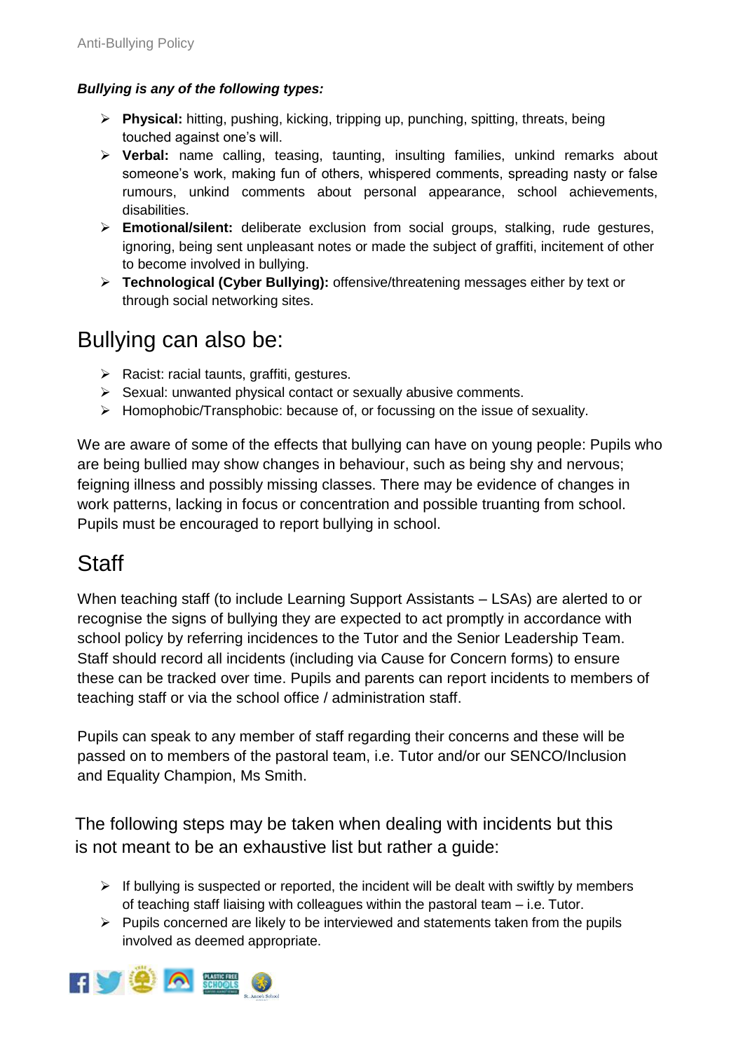***Bullying is any of the following types:***

- **Physical:** hitting, pushing, kicking, tripping up, punching, spitting, threats, being touched against one's will.
- **Verbal:** name calling, teasing, taunting, insulting families, unkind remarks about someone's work, making fun of others, whispered comments, spreading nasty or false rumours, unkind comments about personal appearance, school achievements, disabilities.
- **Emotional/silent:** deliberate exclusion from social groups, stalking, rude gestures, ignoring, being sent unpleasant notes or made the subject of graffiti, incitement of other to become involved in bullying.
- **Technological (Cyber Bullying):** offensive/threatening messages either by text or through social networking sites.

## Bullying can also be:

- Racist: racial taunts, graffiti, gestures.
- Sexual: unwanted physical contact or sexually abusive comments.
- Homophobic/Transphobic: because of, or focussing on the issue of sexuality.

We are aware of some of the effects that bullying can have on young people: Pupils who are being bullied may show changes in behaviour, such as being shy and nervous; feigning illness and possibly missing classes. There may be evidence of changes in work patterns, lacking in focus or concentration and possible truanting from school. Pupils must be encouraged to report bullying in school.

## Staff

When teaching staff (to include Learning Support Assistants – LSAs) are alerted to or recognise the signs of bullying they are expected to act promptly in accordance with school policy by referring incidences to the Tutor and the Senior Leadership Team. Staff should record all incidents (including via Cause for Concern forms) to ensure these can be tracked over time. Pupils and parents can report incidents to members of teaching staff or via the school office / administration staff.

Pupils can speak to any member of staff regarding their concerns and these will be passed on to members of the pastoral team, i.e. Tutor and/or our SENCO/Inclusion and Equality Champion, Ms Smith.

The following steps may be taken when dealing with incidents but this is not meant to be an exhaustive list but rather a guide:

- If bullying is suspected or reported, the incident will be dealt with swiftly by members of teaching staff liaising with colleagues within the pastoral team – i.e. Tutor.
- Pupils concerned are likely to be interviewed and statements taken from the pupils involved as deemed appropriate.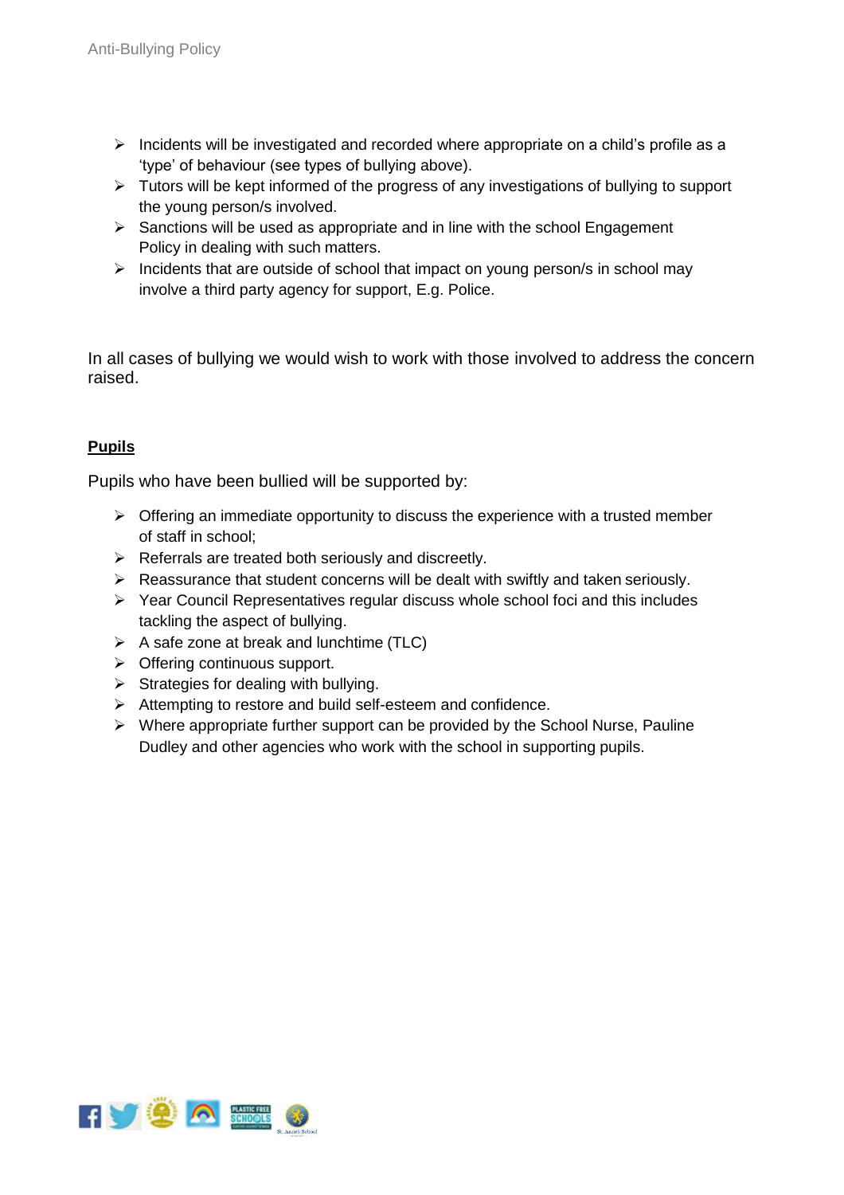- Incidents will be investigated and recorded where appropriate on a child's profile as a 'type' of behaviour (see types of bullying above).
- Tutors will be kept informed of the progress of any investigations of bullying to support the young person/s involved.
- Sanctions will be used as appropriate and in line with the school Engagement Policy in dealing with such matters.
- Incidents that are outside of school that impact on young person/s in school may involve a third party agency for support, E.g. Police.

In all cases of bullying we would wish to work with those involved to address the concern raised.

**Pupils**

Pupils who have been bullied will be supported by:

- Offering an immediate opportunity to discuss the experience with a trusted member of staff in school;
- Referrals are treated both seriously and discreetly.
- Reassurance that student concerns will be dealt with swiftly and taken seriously.
- Year Council Representatives regular discuss whole school foci and this includes tackling the aspect of bullying.
- A safe zone at break and lunchtime (TLC)
- Offering continuous support.
- Strategies for dealing with bullying.
- Attempting to restore and build self-esteem and confidence.
- Where appropriate further support can be provided by the School Nurse, Pauline Dudley and other agencies who work with the school in supporting pupils.